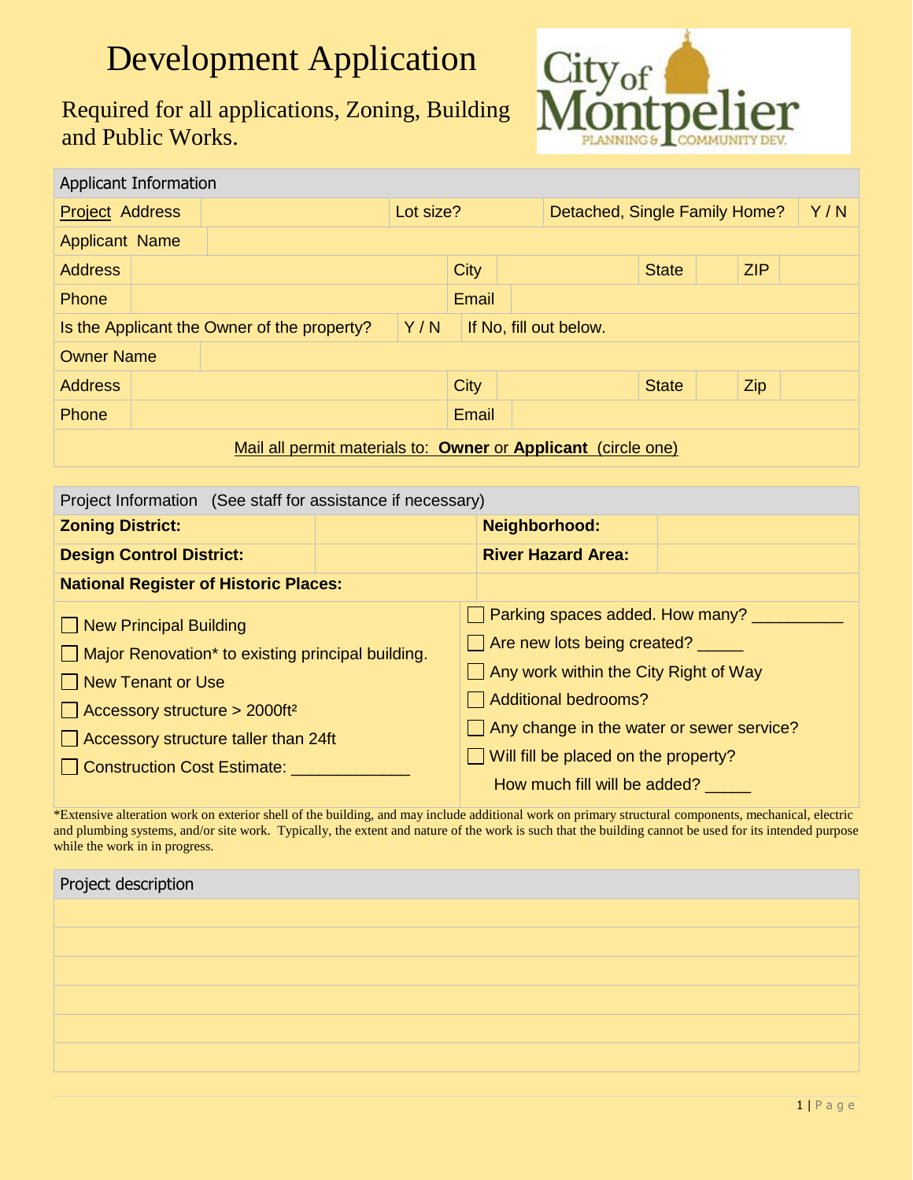# Development Application

Required for all applications, Zoning, Building and Public Works.

City of Montpelier
PLANNING & COMMUNITY DEV.

| Applicant Information | | | | | |
|---|---|---|---|---|---|
| Project Address | | Lot size? | | Detached, Single Family Home? | Y / N |
| Applicant Name | | | | | |
| Address | | City | | State | ZIP |
| Phone | | Email | | | |
| Is the Applicant the Owner of the property? | Y / N | If No, fill out below. | | | |
| Owner Name | | | | | |
| Address | | City | | State | Zip |
| Phone | | Email | | | |
| Mail all permit materials to: **Owner** or **Applicant** (circle one) | | | | | |

| Project Information (See staff for assistance if necessary) | | | |
|---|---|---|---|
| **Zoning District:** | | **Neighborhood:** | |
| **Design Control District:** | | **River Hazard Area:** | |
| **National Register of Historic Places:** | | | |

- ☐ New Principal Building
- ☐ Major Renovation* to existing principal building.
- ☐ New Tenant or Use
- ☐ Accessory structure > 2000ft²
- ☐ Accessory structure taller than 24ft
- ☐ Construction Cost Estimate: ____________
- ☐ Parking spaces added. How many? __________
- ☐ Are new lots being created? _____
- ☐ Any work within the City Right of Way
- ☐ Additional bedrooms?
- ☐ Any change in the water or sewer service?
- ☐ Will fill be placed on the property?
  How much fill will be added? _____

*Extensive alteration work on exterior shell of the building, and may include additional work on primary structural components, mechanical, electric and plumbing systems, and/or site work. Typically, the extent and nature of the work is such that the building cannot be used for its intended purpose while the work in in progress.

| Project description |
|---|
| |
| |
| |
| |
| |
| |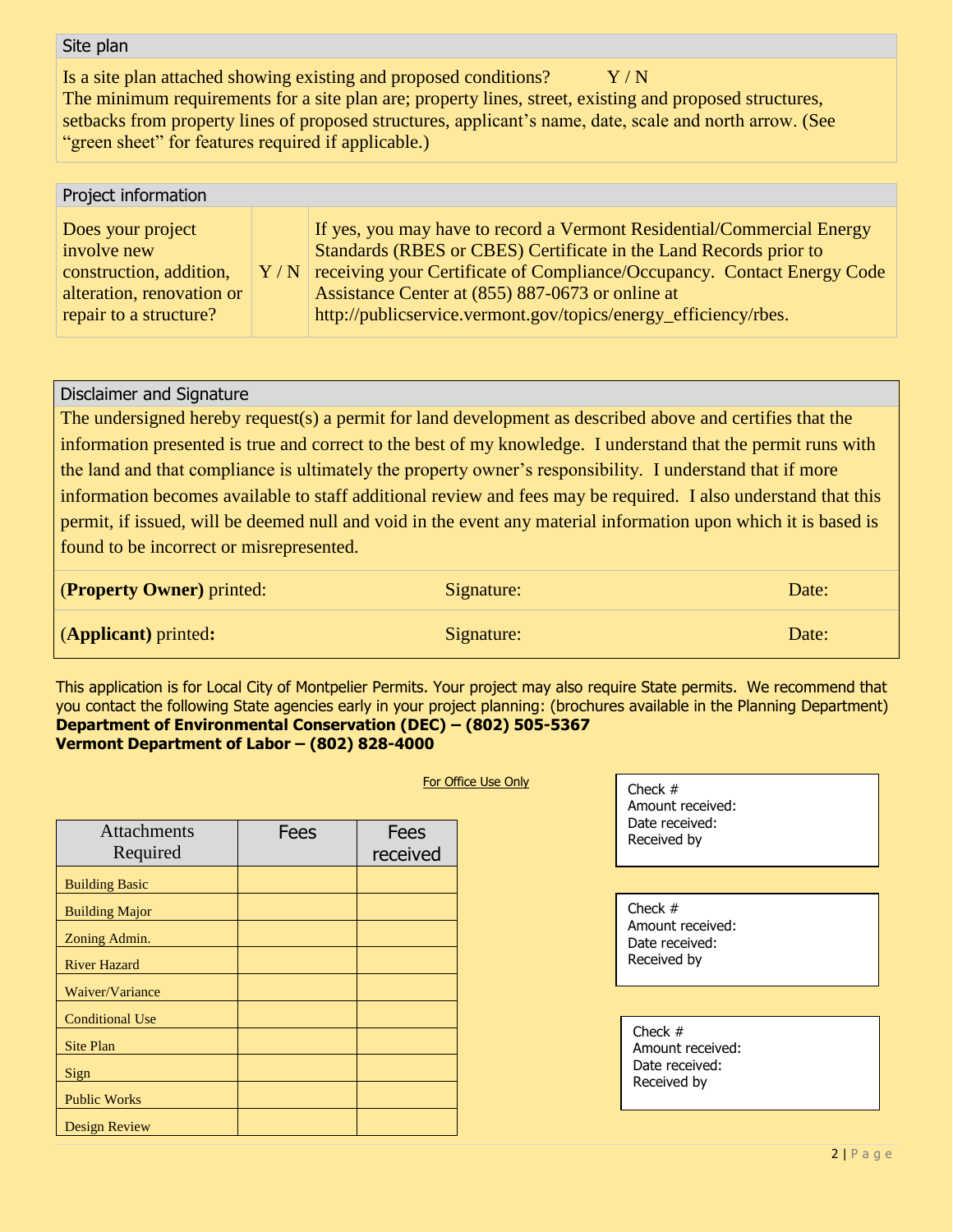## Site plan

Is a site plan attached showing existing and proposed conditions? Y / N

The minimum requirements for a site plan are; property lines, street, existing and proposed structures, setbacks from property lines of proposed structures, applicant's name, date, scale and north arrow. (See "green sheet" for features required if applicable.)

## Project information

| | | |
|---|---|---|
| Does your project involve new construction, addition, alteration, renovation or repair to a structure? | Y / N | If yes, you may have to record a Vermont Residential/Commercial Energy Standards (RBES or CBES) Certificate in the Land Records prior to receiving your Certificate of Compliance/Occupancy. Contact Energy Code Assistance Center at (855) 887-0673 or online at http://publicservice.vermont.gov/topics/energy_efficiency/rbes. |

## Disclaimer and Signature

The undersigned hereby request(s) a permit for land development as described above and certifies that the information presented is true and correct to the best of my knowledge. I understand that the permit runs with the land and that compliance is ultimately the property owner's responsibility. I understand that if more information becomes available to staff additional review and fees may be required. I also understand that this permit, if issued, will be deemed null and void in the event any material information upon which it is based is found to be incorrect or misrepresented.

| | | |
|---|---|---|
| (**Property Owner**) printed: | Signature: | Date: |
| (**Applicant**) printed**:** | Signature: | Date: |

This application is for Local City of Montpelier Permits. Your project may also require State permits. We recommend that you contact the following State agencies early in your project planning: (brochures available in the Planning Department)

**Department of Environmental Conservation (DEC) – (802) 505-5367**

**Vermont Department of Labor – (802) 828-4000**

For Office Use Only

| Attachments Required | Fees | Fees received |
|---|---|---|
| Building Basic | | |
| Building Major | | |
| Zoning Admin. | | |
| River Hazard | | |
| Waiver/Variance | | |
| Conditional Use | | |
| Site Plan | | |
| Sign | | |
| Public Works | | |
| Design Review | | |

Check #
Amount received:
Date received:
Received by

Check #
Amount received:
Date received:
Received by

Check #
Amount received:
Date received:
Received by